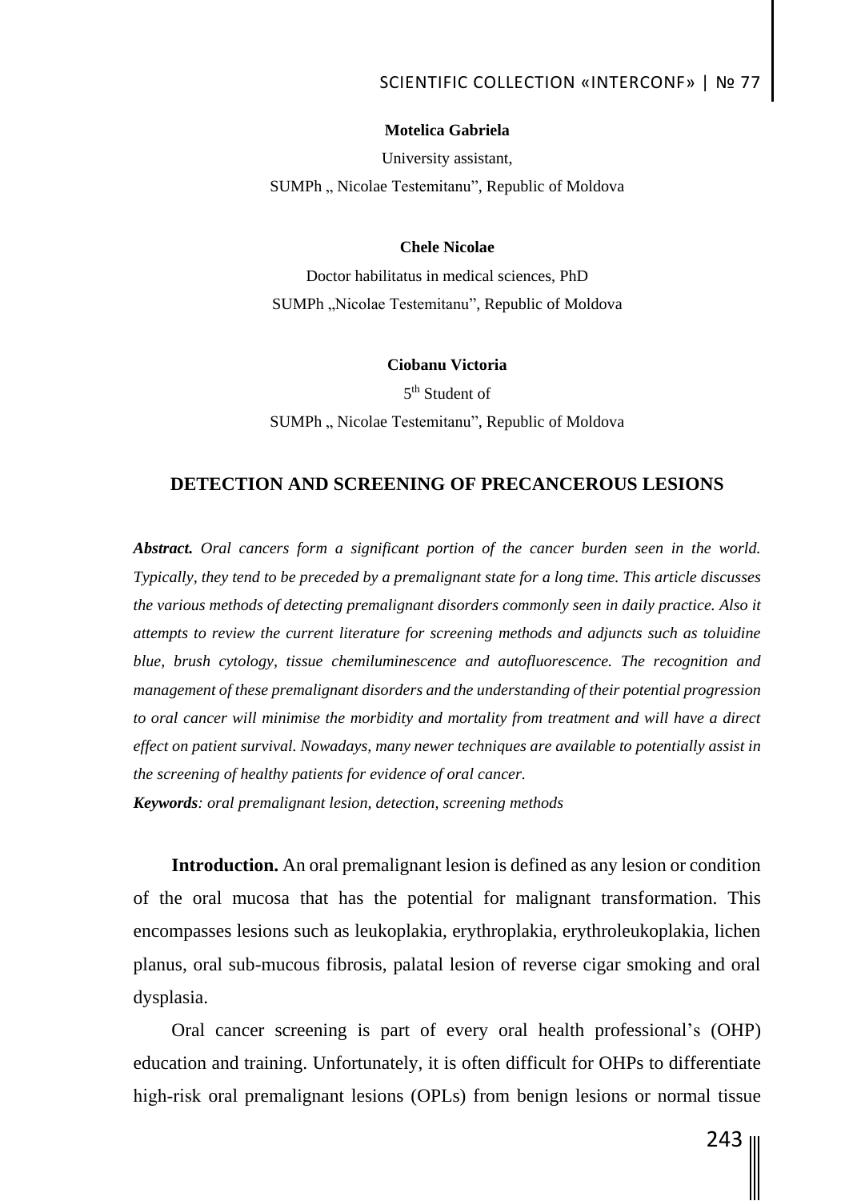**Motelica Gabriela**

University assistant,

SUMPh „ Nicolae Testemitanu", Republic of Moldova

**Chele Nicolae**

Doctor habilitatus in medical sciences, PhD

SUMPh „Nicolae Testemitanu", Republic of Moldova

**Ciobanu Victoria**

5th Student of

SUMPh „ Nicolae Testemitanu", Republic of Moldova

# DETECTION AND SCREENING OF PRECANCEROUS LESIONS

***Abstract.*** *Oral cancers form a significant portion of the cancer burden seen in the world. Typically, they tend to be preceded by a premalignant state for a long time. This article discusses the various methods of detecting premalignant disorders commonly seen in daily practice. Also it attempts to review the current literature for screening methods and adjuncts such as toluidine blue, brush cytology, tissue chemiluminescence and autofluorescence. The recognition and management of these premalignant disorders and the understanding of their potential progression to oral cancer will minimise the morbidity and mortality from treatment and will have a direct effect on patient survival. Nowadays, many newer techniques are available to potentially assist in the screening of healthy patients for evidence of oral cancer.*

***Keywords****: oral premalignant lesion, detection, screening methods*

**Introduction.** An oral premalignant lesion is defined as any lesion or condition of the oral mucosa that has the potential for malignant transformation. This encompasses lesions such as leukoplakia, erythroplakia, erythroleukoplakia, lichen planus, oral sub-mucous fibrosis, palatal lesion of reverse cigar smoking and oral dysplasia.

Oral cancer screening is part of every oral health professional's (OHP) education and training. Unfortunately, it is often difficult for OHPs to differentiate high-risk oral premalignant lesions (OPLs) from benign lesions or normal tissue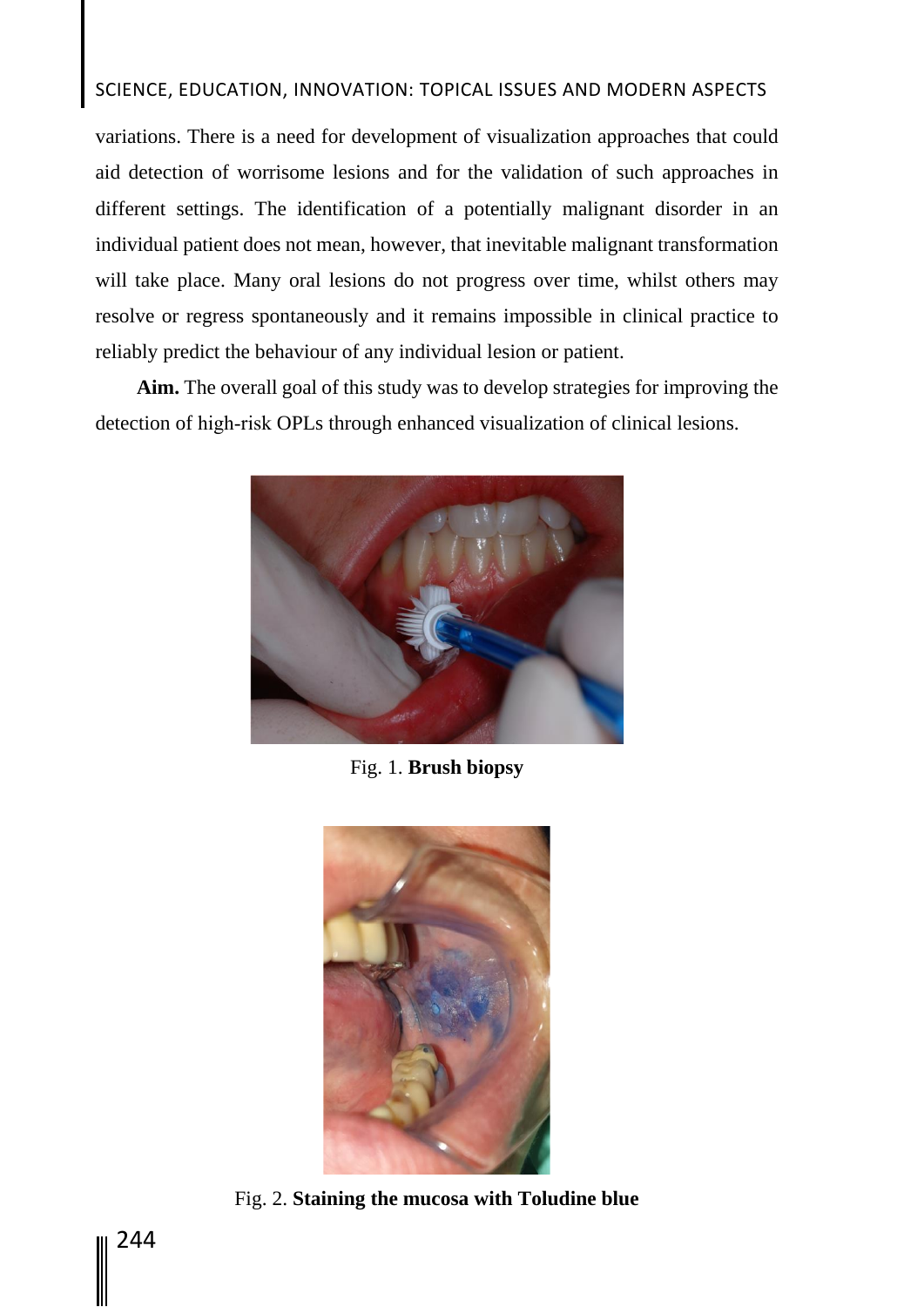variations. There is a need for development of visualization approaches that could aid detection of worrisome lesions and for the validation of such approaches in different settings. The identification of a potentially malignant disorder in an individual patient does not mean, however, that inevitable malignant transformation will take place. Many oral lesions do not progress over time, whilst others may resolve or regress spontaneously and it remains impossible in clinical practice to reliably predict the behaviour of any individual lesion or patient.

**Aim.** The overall goal of this study was to develop strategies for improving the detection of high-risk OPLs through enhanced visualization of clinical lesions.

Fig. 1. **Brush biopsy**

Fig. 2. **Staining the mucosa with Toludine blue**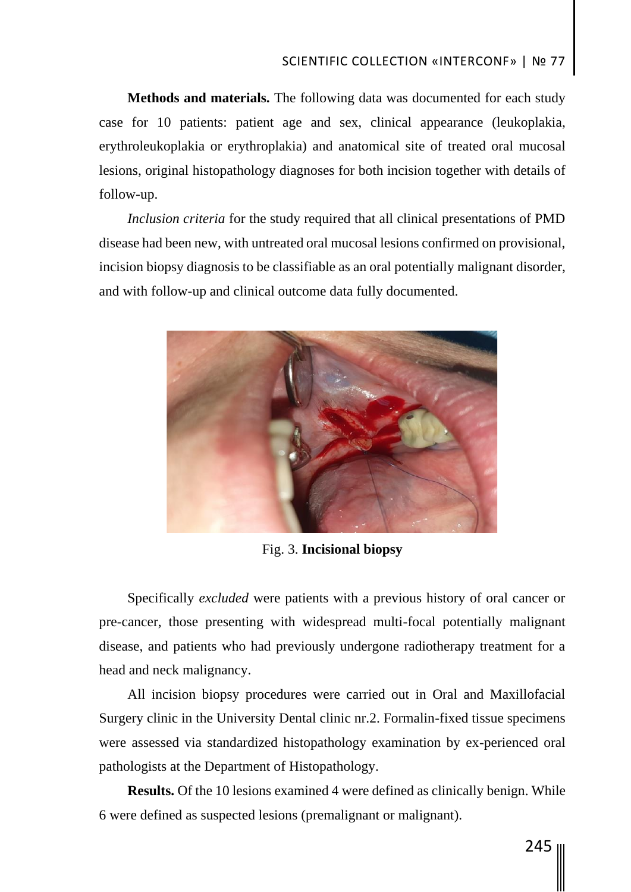**Methods and materials.** The following data was documented for each study case for 10 patients: patient age and sex, clinical appearance (leukoplakia, erythroleukoplakia or erythroplakia) and anatomical site of treated oral mucosal lesions, original histopathology diagnoses for both incision together with details of follow-up.

*Inclusion criteria* for the study required that all clinical presentations of PMD disease had been new, with untreated oral mucosal lesions confirmed on provisional, incision biopsy diagnosis to be classifiable as an oral potentially malignant disorder, and with follow-up and clinical outcome data fully documented.

Fig. 3. **Incisional biopsy**

Specifically *excluded* were patients with a previous history of oral cancer or pre-cancer, those presenting with widespread multi-focal potentially malignant disease, and patients who had previously undergone radiotherapy treatment for a head and neck malignancy.

All incision biopsy procedures were carried out in Oral and Maxillofacial Surgery clinic in the University Dental clinic nr.2. Formalin-fixed tissue specimens were assessed via standardized histopathology examination by ex-perienced oral pathologists at the Department of Histopathology.

**Results.** Of the 10 lesions examined 4 were defined as clinically benign. While 6 were defined as suspected lesions (premalignant or malignant).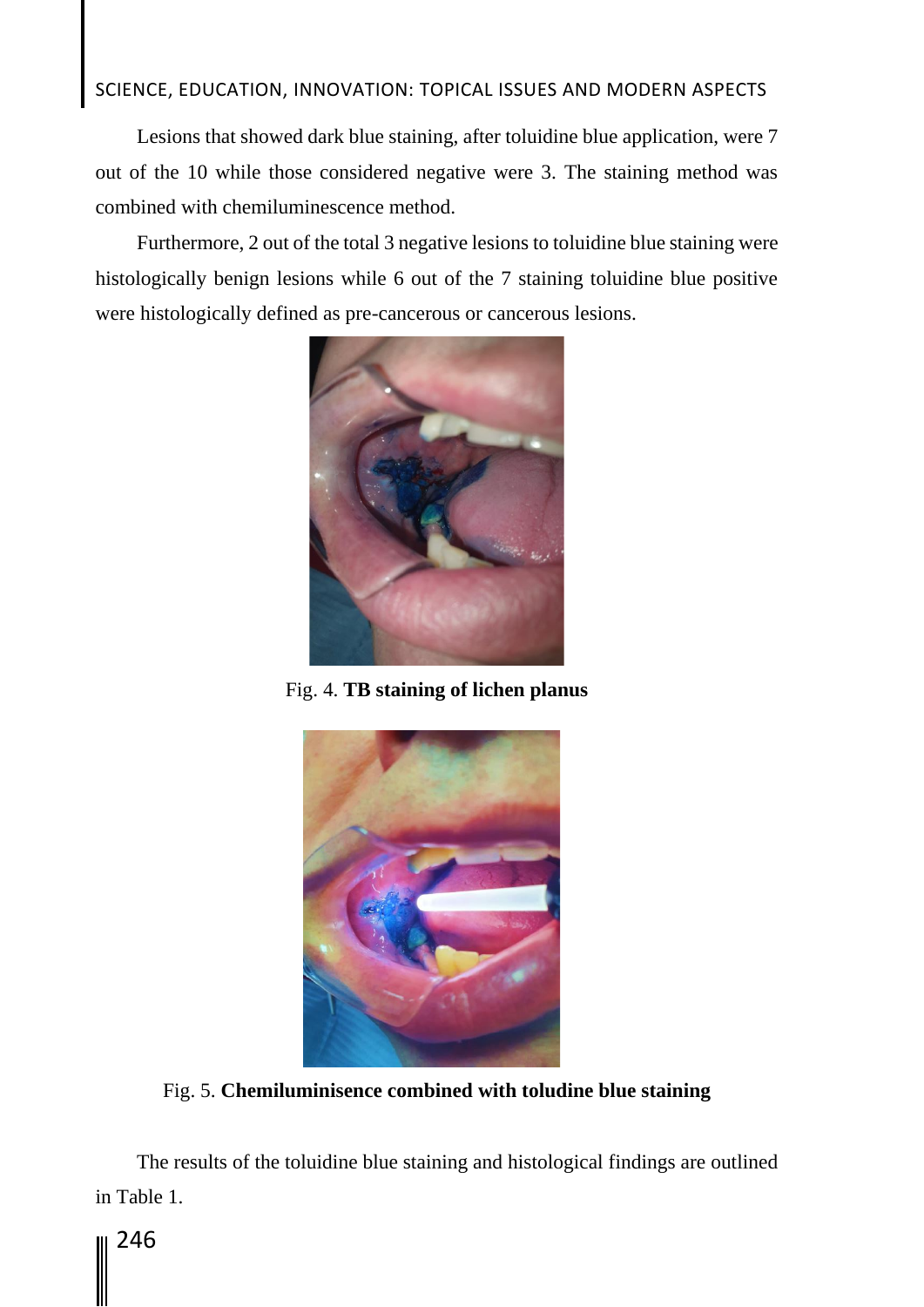Lesions that showed dark blue staining, after toluidine blue application, were 7 out of the 10 while those considered negative were 3. The staining method was combined with chemiluminescence method.

Furthermore, 2 out of the total 3 negative lesions to toluidine blue staining were histologically benign lesions while 6 out of the 7 staining toluidine blue positive were histologically defined as pre-cancerous or cancerous lesions.

Fig. 4. **TB staining of lichen planus**

Fig. 5. **Chemiluminisence combined with toludine blue staining**

The results of the toluidine blue staining and histological findings are outlined in Table 1.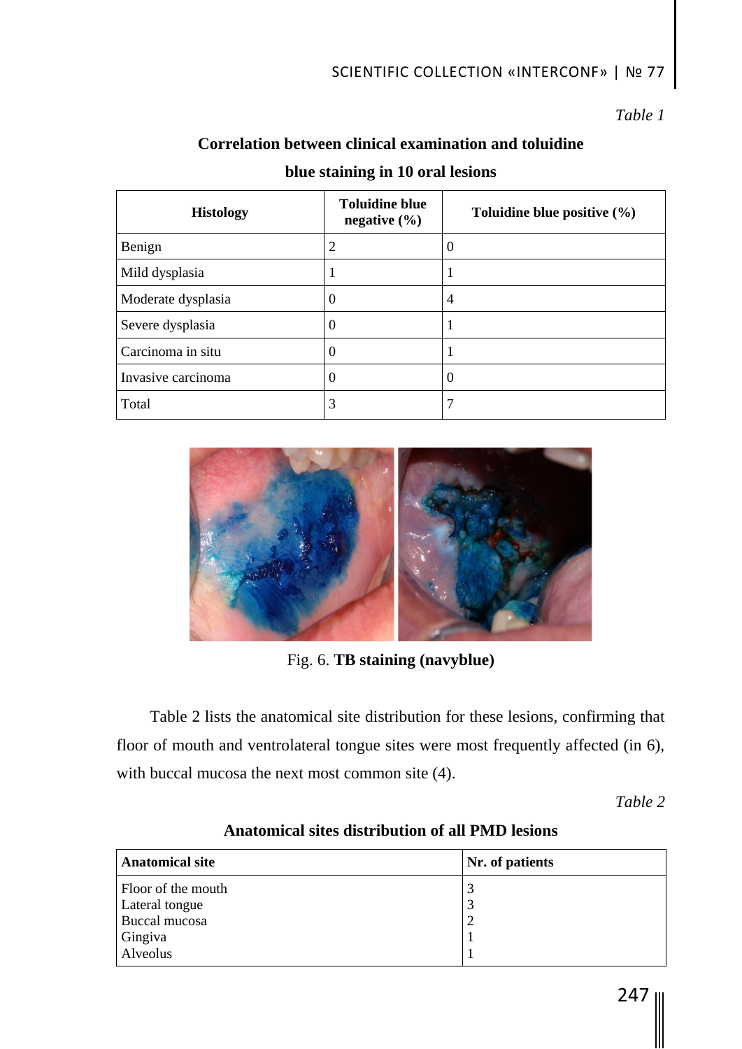*Table 1*

**Correlation between clinical examination and toluidine blue staining in 10 oral lesions**

| Histology | Toluidine blue negative (%) | Toluidine blue positive (%) |
|---|---|---|
| Benign | 2 | 0 |
| Mild dysplasia | 1 | 1 |
| Moderate dysplasia | 0 | 4 |
| Severe dysplasia | 0 | 1 |
| Carcinoma in situ | 0 | 1 |
| Invasive carcinoma | 0 | 0 |
| Total | 3 | 7 |

Fig. 6. **TB staining (navyblue)**

Table 2 lists the anatomical site distribution for these lesions, confirming that floor of mouth and ventrolateral tongue sites were most frequently affected (in 6), with buccal mucosa the next most common site (4).

*Table 2*

**Anatomical sites distribution of all PMD lesions**

| Anatomical site | Nr. of patients |
|---|---|
| Floor of the mouth | 3 |
| Lateral tongue | 3 |
| Buccal mucosa | 2 |
| Gingiva | 1 |
| Alveolus | 1 |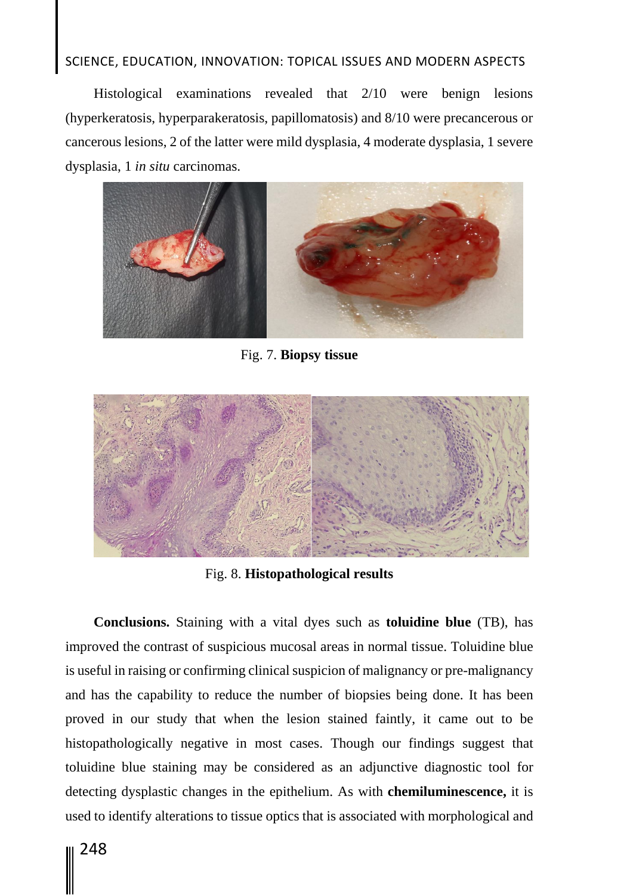Histological examinations revealed that 2/10 were benign lesions (hyperkeratosis, hyperparakeratosis, papillomatosis) and 8/10 were precancerous or cancerous lesions, 2 of the latter were mild dysplasia, 4 moderate dysplasia, 1 severe dysplasia, 1 *in situ* carcinomas.

Fig. 7. **Biopsy tissue**

Fig. 8. **Histopathological results**

**Conclusions.** Staining with a vital dyes such as **toluidine blue** (TB), has improved the contrast of suspicious mucosal areas in normal tissue. Toluidine blue is useful in raising or confirming clinical suspicion of malignancy or pre-malignancy and has the capability to reduce the number of biopsies being done. It has been proved in our study that when the lesion stained faintly, it came out to be histopathologically negative in most cases. Though our findings suggest that toluidine blue staining may be considered as an adjunctive diagnostic tool for detecting dysplastic changes in the epithelium. As with **chemiluminescence,** it is used to identify alterations to tissue optics that is associated with morphological and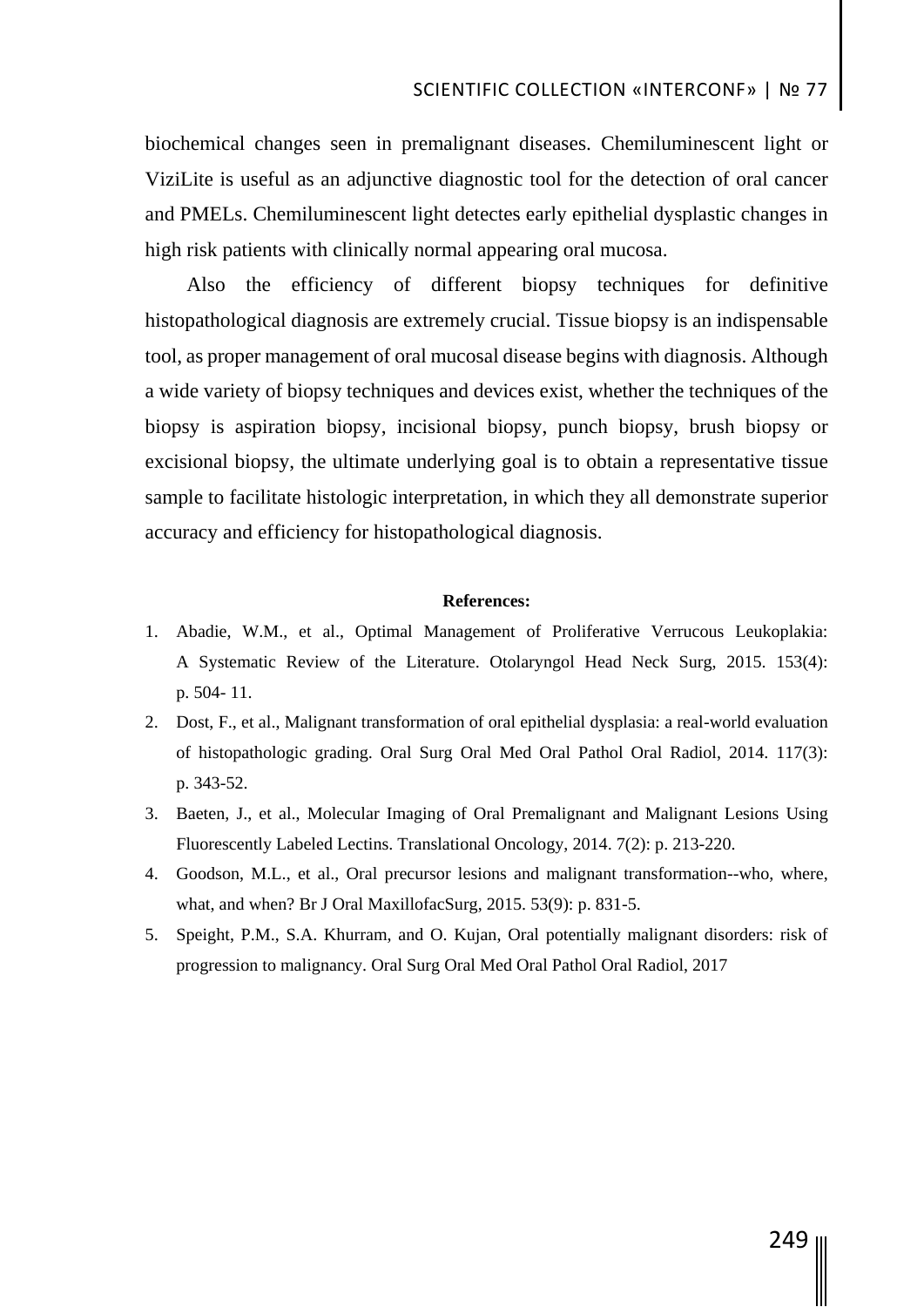biochemical changes seen in premalignant diseases. Chemiluminescent light or ViziLite is useful as an adjunctive diagnostic tool for the detection of oral cancer and PMELs. Chemiluminescent light detectes early epithelial dysplastic changes in high risk patients with clinically normal appearing oral mucosa.

Also the efficiency of different biopsy techniques for definitive histopathological diagnosis are extremely crucial. Tissue biopsy is an indispensable tool, as proper management of oral mucosal disease begins with diagnosis. Although a wide variety of biopsy techniques and devices exist, whether the techniques of the biopsy is aspiration biopsy, incisional biopsy, punch biopsy, brush biopsy or excisional biopsy, the ultimate underlying goal is to obtain a representative tissue sample to facilitate histologic interpretation, in which they all demonstrate superior accuracy and efficiency for histopathological diagnosis.

**References:**

1. Abadie, W.M., et al., Optimal Management of Proliferative Verrucous Leukoplakia: A Systematic Review of the Literature. Otolaryngol Head Neck Surg, 2015. 153(4): p. 504- 11.
2. Dost, F., et al., Malignant transformation of oral epithelial dysplasia: a real-world evaluation of histopathologic grading. Oral Surg Oral Med Oral Pathol Oral Radiol, 2014. 117(3): p. 343-52.
3. Baeten, J., et al., Molecular Imaging of Oral Premalignant and Malignant Lesions Using Fluorescently Labeled Lectins. Translational Oncology, 2014. 7(2): p. 213-220.
4. Goodson, M.L., et al., Oral precursor lesions and malignant transformation--who, where, what, and when? Br J Oral MaxillofacSurg, 2015. 53(9): p. 831-5.
5. Speight, P.M., S.A. Khurram, and O. Kujan, Oral potentially malignant disorders: risk of progression to malignancy. Oral Surg Oral Med Oral Pathol Oral Radiol, 2017